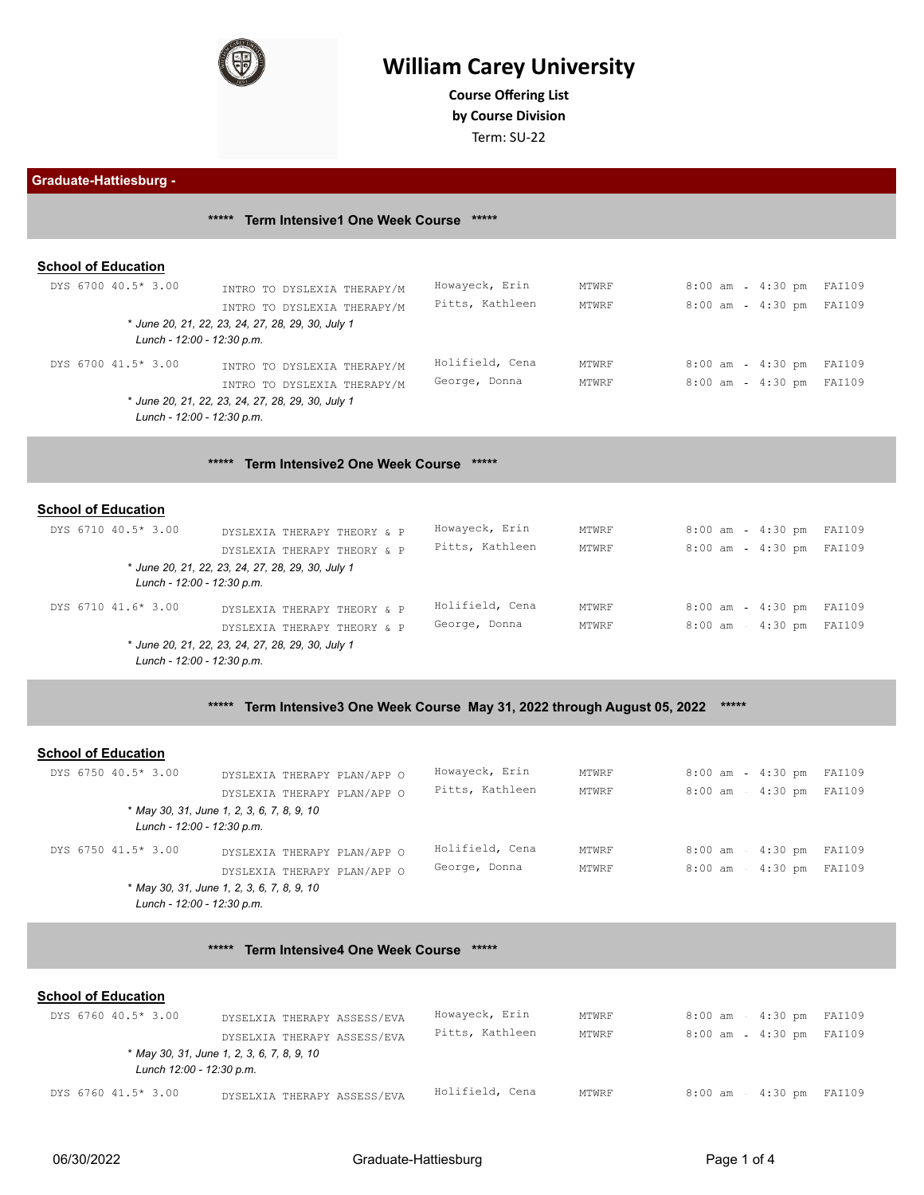# William Carey University

**Course Offering List**
**by Course Division**
Term: SU-22

## Graduate-Hattiesburg -

### ***** Term Intensive1 One Week Course *****

**School of Education**

| Course | Title | Instructor | Days | Time | Room |
|---|---|---|---|---|---|
| DYS 6700 40.5* 3.00 | INTRO TO DYSLEXIA THERAPY/M | Howayeck, Erin | MTWRF | 8:00 am - 4:30 pm | FAI109 |
| | INTRO TO DYSLEXIA THERAPY/M | Pitts, Kathleen | MTWRF | 8:00 am - 4:30 pm | FAI109 |

*\* June 20, 21, 22, 23, 24, 27, 28, 29, 30, July 1*
*Lunch - 12:00 - 12:30 p.m.*

| Course | Title | Instructor | Days | Time | Room |
|---|---|---|---|---|---|
| DYS 6700 41.5* 3.00 | INTRO TO DYSLEXIA THERAPY/M | Holifield, Cena | MTWRF | 8:00 am - 4:30 pm | FAI109 |
| | INTRO TO DYSLEXIA THERAPY/M | George, Donna | MTWRF | 8:00 am - 4:30 pm | FAI109 |

*\* June 20, 21, 22, 23, 24, 27, 28, 29, 30, July 1*
*Lunch - 12:00 - 12:30 p.m.*

### ***** Term Intensive2 One Week Course *****

**School of Education**

| Course | Title | Instructor | Days | Time | Room |
|---|---|---|---|---|---|
| DYS 6710 40.5* 3.00 | DYSLEXIA THERAPY THEORY & P | Howayeck, Erin | MTWRF | 8:00 am - 4:30 pm | FAI109 |
| | DYSLEXIA THERAPY THEORY & P | Pitts, Kathleen | MTWRF | 8:00 am - 4:30 pm | FAI109 |

*\* June 20, 21, 22, 23, 24, 27, 28, 29, 30, July 1*
*Lunch - 12:00 - 12:30 p.m.*

| Course | Title | Instructor | Days | Time | Room |
|---|---|---|---|---|---|
| DYS 6710 41.6* 3.00 | DYSLEXIA THERAPY THEORY & P | Holifield, Cena | MTWRF | 8:00 am - 4:30 pm | FAI109 |
| | DYSLEXIA THERAPY THEORY & P | George, Donna | MTWRF | 8:00 am - 4:30 pm | FAI109 |

*\* June 20, 21, 22, 23, 24, 27, 28, 29, 30, July 1*
*Lunch - 12:00 - 12:30 p.m.*

### ***** Term Intensive3 One Week Course May 31, 2022 through August 05, 2022 *****

**School of Education**

| Course | Title | Instructor | Days | Time | Room |
|---|---|---|---|---|---|
| DYS 6750 40.5* 3.00 | DYSLEXIA THERAPY PLAN/APP O | Howayeck, Erin | MTWRF | 8:00 am - 4:30 pm | FAI109 |
| | DYSLEXIA THERAPY PLAN/APP O | Pitts, Kathleen | MTWRF | 8:00 am - 4:30 pm | FAI109 |

*\* May 30, 31, June 1, 2, 3, 6, 7, 8, 9, 10*
*Lunch - 12:00 - 12:30 p.m.*

| Course | Title | Instructor | Days | Time | Room |
|---|---|---|---|---|---|
| DYS 6750 41.5* 3.00 | DYSLEXIA THERAPY PLAN/APP O | Holifield, Cena | MTWRF | 8:00 am - 4:30 pm | FAI109 |
| | DYSLEXIA THERAPY PLAN/APP O | George, Donna | MTWRF | 8:00 am - 4:30 pm | FAI109 |

*\* May 30, 31, June 1, 2, 3, 6, 7, 8, 9, 10*
*Lunch - 12:00 - 12:30 p.m.*

### ***** Term Intensive4 One Week Course *****

**School of Education**

| Course | Title | Instructor | Days | Time | Room |
|---|---|---|---|---|---|
| DYS 6760 40.5* 3.00 | DYSELXIA THERAPY ASSESS/EVA | Howayeck, Erin | MTWRF | 8:00 am - 4:30 pm | FAI109 |
| | DYSELXIA THERAPY ASSESS/EVA | Pitts, Kathleen | MTWRF | 8:00 am - 4:30 pm | FAI109 |

*\* May 30, 31, June 1, 2, 3, 6, 7, 8, 9, 10*
*Lunch 12:00 - 12:30 p.m.*

| Course | Title | Instructor | Days | Time | Room |
|---|---|---|---|---|---|
| DYS 6760 41.5* 3.00 | DYSELXIA THERAPY ASSESS/EVA | Holifield, Cena | MTWRF | 8:00 am - 4:30 pm | FAI109 |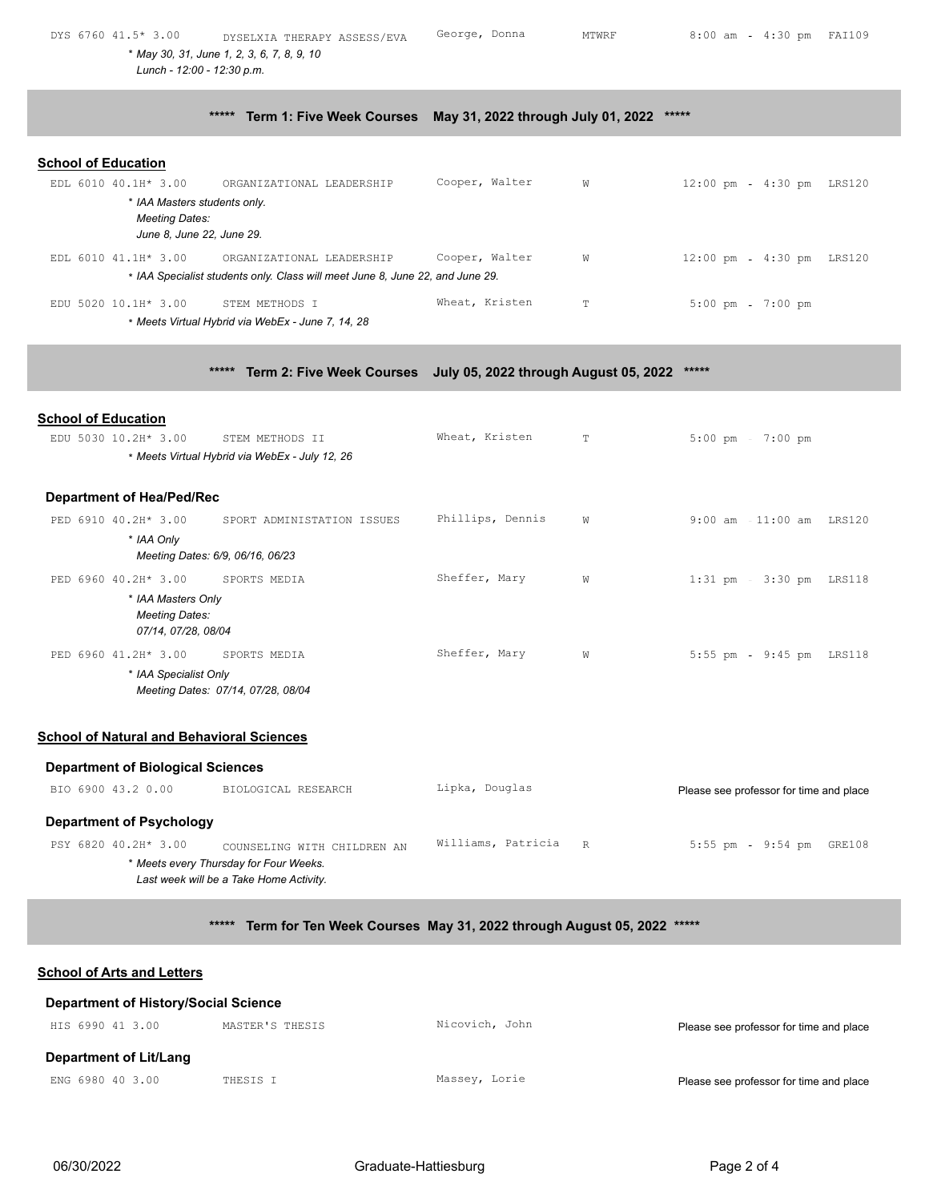| Course | Title | Instructor | Days | Time | Room |
|---|---|---|---|---|---|
| DYS 6760 41.5* 3.00 | DYSELXIA THERAPY ASSESS/EVA | George, Donna | MTWRF | 8:00 am - 4:30 pm | FAI109 |
| *\* May 30, 31, June 1, 2, 3, 6, 7, 8, 9, 10<br>Lunch - 12:00 - 12:30 p.m.* | | | | | |

## ***** Term 1: Five Week Courses May 31, 2022 through July 01, 2022 *****

### School of Education

| Course | Title | Instructor | Days | Time | Room |
|---|---|---|---|---|---|
| EDL 6010 40.1H* 3.00 | ORGANIZATIONAL LEADERSHIP | Cooper, Walter | W | 12:00 pm - 4:30 pm | LRS120 |
| *\* IAA Masters students only.<br>Meeting Dates:<br>June 8, June 22, June 29.* | | | | | |
| EDL 6010 41.1H* 3.00 | ORGANIZATIONAL LEADERSHIP | Cooper, Walter | W | 12:00 pm - 4:30 pm | LRS120 |
| *\* IAA Specialist students only. Class will meet June 8, June 22, and June 29.* | | | | | |
| EDU 5020 10.1H* 3.00 | STEM METHODS I | Wheat, Kristen | T | 5:00 pm - 7:00 pm | |
| *\* Meets Virtual Hybrid via WebEx - June 7, 14, 28* | | | | | |

## ***** Term 2: Five Week Courses July 05, 2022 through August 05, 2022 *****

### School of Education

| Course | Title | Instructor | Days | Time | Room |
|---|---|---|---|---|---|
| EDU 5030 10.2H* 3.00 | STEM METHODS II | Wheat, Kristen | T | 5:00 pm - 7:00 pm | |
| *\* Meets Virtual Hybrid via WebEx - July 12, 26* | | | | | |

#### Department of Hea/Ped/Rec

| Course | Title | Instructor | Days | Time | Room |
|---|---|---|---|---|---|
| PED 6910 40.2H* 3.00 | SPORT ADMINISTATION ISSUES | Phillips, Dennis | W | 9:00 am - 11:00 am | LRS120 |
| *\* IAA Only<br>Meeting Dates: 6/9, 06/16, 06/23* | | | | | |
| PED 6960 40.2H* 3.00 | SPORTS MEDIA | Sheffer, Mary | W | 1:31 pm - 3:30 pm | LRS118 |
| *\* IAA Masters Only<br>Meeting Dates:<br>07/14, 07/28, 08/04* | | | | | |
| PED 6960 41.2H* 3.00 | SPORTS MEDIA | Sheffer, Mary | W | 5:55 pm - 9:45 pm | LRS118 |
| *\* IAA Specialist Only<br>Meeting Dates: 07/14, 07/28, 08/04* | | | | | |

### School of Natural and Behavioral Sciences

#### Department of Biological Sciences

| Course | Title | Instructor | Days | Time | Room |
|---|---|---|---|---|---|
| BIO 6900 43.2 0.00 | BIOLOGICAL RESEARCH | Lipka, Douglas | | Please see professor for time and place | |

#### Department of Psychology

| Course | Title | Instructor | Days | Time | Room |
|---|---|---|---|---|---|
| PSY 6820 40.2H* 3.00 | COUNSELING WITH CHILDREN AN | Williams, Patricia | R | 5:55 pm - 9:54 pm | GRE108 |
| *\* Meets every Thursday for Four Weeks.<br>Last week will be a Take Home Activity.* | | | | | |

## ***** Term for Ten Week Courses May 31, 2022 through August 05, 2022 *****

### School of Arts and Letters

#### Department of History/Social Science

| Course | Title | Instructor | Days | Time | Room |
|---|---|---|---|---|---|
| HIS 6990 41 3.00 | MASTER'S THESIS | Nicovich, John | | Please see professor for time and place | |

#### Department of Lit/Lang

| Course | Title | Instructor | Days | Time | Room |
|---|---|---|---|---|---|
| ENG 6980 40 3.00 | THESIS I | Massey, Lorie | | Please see professor for time and place | |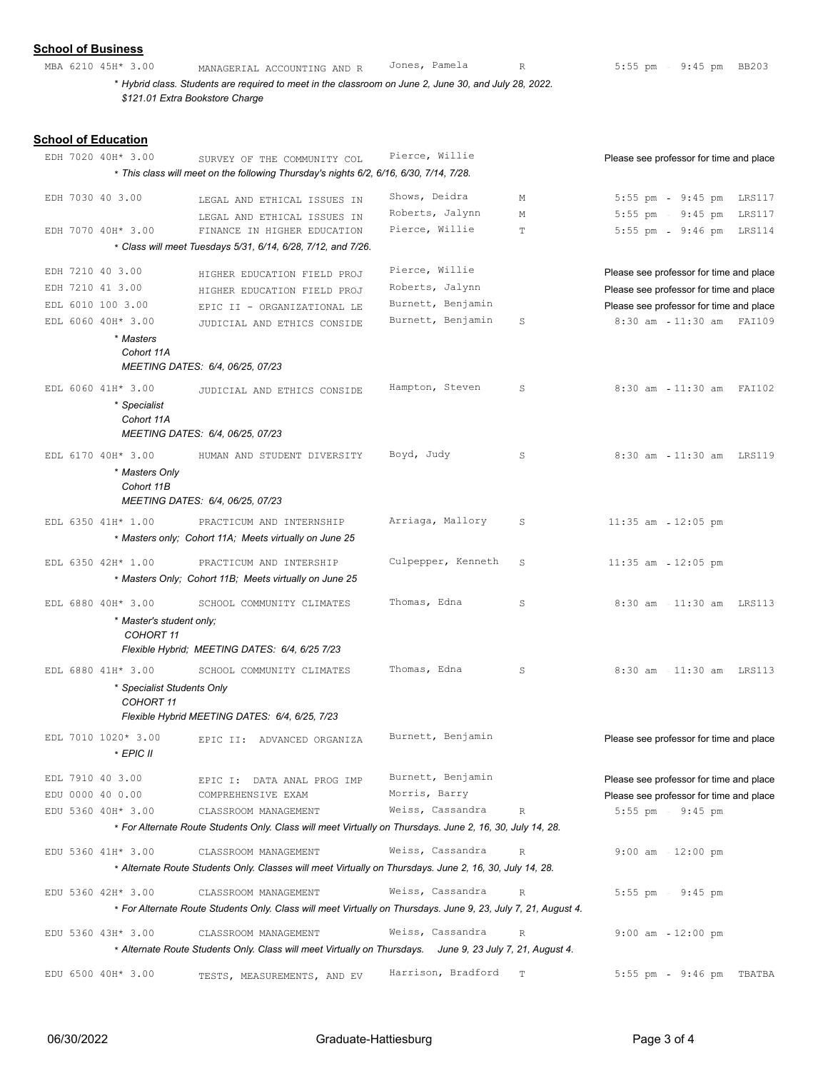**School of Business**

| Course | Title | Instructor | Day | Time | Room |
|---|---|---|---|---|---|
| MBA 6210 45H* 3.00 | MANAGERIAL ACCOUNTING AND R | Jones, Pamela | R | 5:55 pm - 9:45 pm | BB203 |

*\* Hybrid class. Students are required to meet in the classroom on June 2, June 30, and July 28, 2022.*
*$121.01 Extra Bookstore Charge*

**School of Education**

| Course | Title | Instructor | Day | Time | Room |
|---|---|---|---|---|---|
| EDH 7020 40H* 3.00 | SURVEY OF THE COMMUNITY COL | Pierce, Willie | | Please see professor for time and place | |
| | *\* This class will meet on the following Thursday's nights 6/2, 6/16, 6/30, 7/14, 7/28.* | | | | |
| EDH 7030 40 3.00 | LEGAL AND ETHICAL ISSUES IN | Shows, Deidra | M | 5:55 pm - 9:45 pm | LRS117 |
| | LEGAL AND ETHICAL ISSUES IN | Roberts, Jalynn | M | 5:55 pm - 9:45 pm | LRS117 |
| EDH 7070 40H* 3.00 | FINANCE IN HIGHER EDUCATION | Pierce, Willie | T | 5:55 pm - 9:46 pm | LRS114 |
| | *\* Class will meet Tuesdays 5/31, 6/14, 6/28, 7/12, and 7/26.* | | | | |
| EDH 7210 40 3.00 | HIGHER EDUCATION FIELD PROJ | Pierce, Willie | | Please see professor for time and place | |
| EDH 7210 41 3.00 | HIGHER EDUCATION FIELD PROJ | Roberts, Jalynn | | Please see professor for time and place | |
| EDL 6010 100 3.00 | EPIC II - ORGANIZATIONAL LE | Burnett, Benjamin | | Please see professor for time and place | |
| EDL 6060 40H* 3.00 | JUDICIAL AND ETHICS CONSIDE | Burnett, Benjamin | S | 8:30 am - 11:30 am | FAI109 |
| | *\* Masters Cohort 11A MEETING DATES: 6/4, 06/25, 07/23* | | | | |
| EDL 6060 41H* 3.00 | JUDICIAL AND ETHICS CONSIDE | Hampton, Steven | S | 8:30 am - 11:30 am | FAI102 |
| | *\* Specialist Cohort 11A MEETING DATES: 6/4, 06/25, 07/23* | | | | |
| EDL 6170 40H* 3.00 | HUMAN AND STUDENT DIVERSITY | Boyd, Judy | S | 8:30 am - 11:30 am | LRS119 |
| | *\* Masters Only Cohort 11B MEETING DATES: 6/4, 06/25, 07/23* | | | | |
| EDL 6350 41H* 1.00 | PRACTICUM AND INTERNSHIP | Arriaga, Mallory | S | 11:35 am - 12:05 pm | |
| | *\* Masters only; Cohort 11A; Meets virtually on June 25* | | | | |
| EDL 6350 42H* 1.00 | PRACTICUM AND INTERSHIP | Culpepper, Kenneth | S | 11:35 am - 12:05 pm | |
| | *\* Masters Only; Cohort 11B; Meets virtually on June 25* | | | | |
| EDL 6880 40H* 3.00 | SCHOOL COMMUNITY CLIMATES | Thomas, Edna | S | 8:30 am - 11:30 am | LRS113 |
| | *\* Master's student only; COHORT 11 Flexible Hybrid; MEETING DATES: 6/4, 6/25 7/23* | | | | |
| EDL 6880 41H* 3.00 | SCHOOL COMMUNITY CLIMATES | Thomas, Edna | S | 8:30 am - 11:30 am | LRS113 |
| | *\* Specialist Students Only COHORT 11 Flexible Hybrid MEETING DATES: 6/4, 6/25, 7/23* | | | | |
| EDL 7010 1020* 3.00 | EPIC II: ADVANCED ORGANIZA | Burnett, Benjamin | | Please see professor for time and place | |
| | *\* EPIC II* | | | | |
| EDL 7910 40 3.00 | EPIC I: DATA ANAL PROG IMP | Burnett, Benjamin | | Please see professor for time and place | |
| EDU 0000 40 0.00 | COMPREHENSIVE EXAM | Morris, Barry | | Please see professor for time and place | |
| EDU 5360 40H* 3.00 | CLASSROOM MANAGEMENT | Weiss, Cassandra | R | 5:55 pm - 9:45 pm | |
| | *\* For Alternate Route Students Only. Class will meet Virtually on Thursdays. June 2, 16, 30, July 14, 28.* | | | | |
| EDU 5360 41H* 3.00 | CLASSROOM MANAGEMENT | Weiss, Cassandra | R | 9:00 am - 12:00 pm | |
| | *\* Alternate Route Students Only. Classes will meet Virtually on Thursdays. June 2, 16, 30, July 14, 28.* | | | | |
| EDU 5360 42H* 3.00 | CLASSROOM MANAGEMENT | Weiss, Cassandra | R | 5:55 pm - 9:45 pm | |
| | *\* For Alternate Route Students Only. Class will meet Virtually on Thursdays. June 9, 23, July 7, 21, August 4.* | | | | |
| EDU 5360 43H* 3.00 | CLASSROOM MANAGEMENT | Weiss, Cassandra | R | 9:00 am - 12:00 pm | |
| | *\* Alternate Route Students Only. Class will meet Virtually on Thursdays. June 9, 23 July 7, 21, August 4.* | | | | |
| EDU 6500 40H* 3.00 | TESTS, MEASUREMENTS, AND EV | Harrison, Bradford | T | 5:55 pm - 9:46 pm | TBATBA |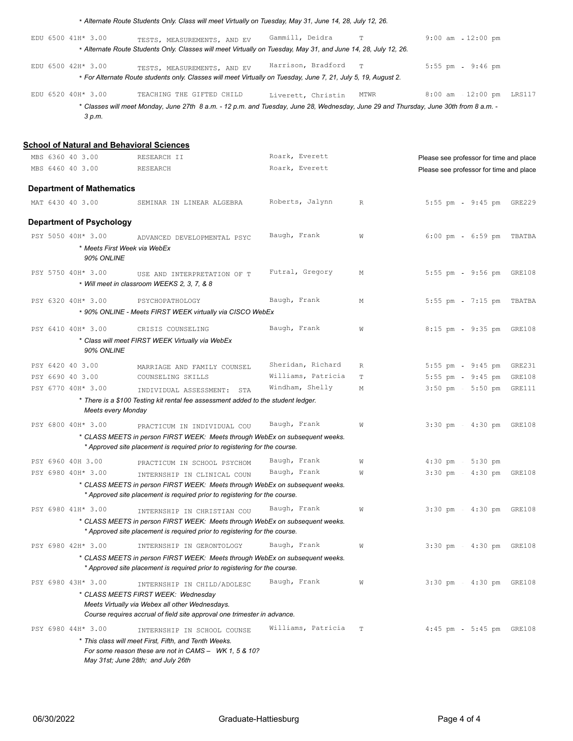* *Alternate Route Students Only. Class will meet Virtually on Tuesday, May 31, June 14, 28, July 12, 26.*

| | | | | | | |
|---|---|---|---|---|---|---|
| EDU 6500 41H* 3.00 | TESTS, MEASUREMENTS, AND EV | Gammill, Deidra | T | 9:00 am - 12:00 pm | |
| | * *Alternate Route Students Only. Classes will meet Virtually on Tuesday, May 31, and June 14, 28, July 12, 26.* | | | | |
| EDU 6500 42H* 3.00 | TESTS, MEASUREMENTS, AND EV | Harrison, Bradford | T | 5:55 pm - 9:46 pm | |
| | * *For Alternate Route students only. Classes will meet Virtually on Tuesday, June 7, 21, July 5, 19, August 2.* | | | | |
| EDU 6520 40H* 3.00 | TEACHING THE GIFTED CHILD | Liverett, Christin | MTWR | 8:00 am - 12:00 pm | LRS117 |
| | * *Classes will meet Monday, June 27th 8 a.m. - 12 p.m. and Tuesday, June 28, Wednesday, June 29 and Thursday, June 30th from 8 a.m. - 3 p.m.* | | | | |

## School of Natural and Behavioral Sciences

| | | | | | |
|---|---|---|---|---|---|
| MBS 6360 40 3.00 | RESEARCH II | Roark, Everett | | Please see professor for time and place | |
| MBS 6460 40 3.00 | RESEARCH | Roark, Everett | | Please see professor for time and place | |

### Department of Mathematics

| | | | | | |
|---|---|---|---|---|---|
| MAT 6430 40 3.00 | SEMINAR IN LINEAR ALGEBRA | Roberts, Jalynn | R | 5:55 pm - 9:45 pm | GRE229 |

### Department of Psychology

| | | | | | |
|---|---|---|---|---|---|
| PSY 5050 40H* 3.00 | ADVANCED DEVELOPMENTAL PSYC | Baugh, Frank | W | 6:00 pm - 6:59 pm | TBATBA |
| | * *Meets First Week via WebEx* *90% ONLINE* | | | | |
| PSY 5750 40H* 3.00 | USE AND INTERPRETATION OF T | Futral, Gregory | M | 5:55 pm - 9:56 pm | GRE108 |
| | * *Will meet in classroom WEEKS 2, 3, 7, & 8* | | | | |
| PSY 6320 40H* 3.00 | PSYCHOPATHOLOGY | Baugh, Frank | M | 5:55 pm - 7:15 pm | TBATBA |
| | * *90% ONLINE - Meets FIRST WEEK virtually via CISCO WebEx* | | | | |
| PSY 6410 40H* 3.00 | CRISIS COUNSELING | Baugh, Frank | W | 8:15 pm - 9:35 pm | GRE108 |
| | * *Class will meet FIRST WEEK Virtually via WebEx* *90% ONLINE* | | | | |
| PSY 6420 40 3.00 | MARRIAGE AND FAMILY COUNSEL | Sheridan, Richard | R | 5:55 pm - 9:45 pm | GRE231 |
| PSY 6690 40 3.00 | COUNSELING SKILLS | Williams, Patricia | T | 5:55 pm - 9:45 pm | GRE108 |
| PSY 6770 40H* 3.00 | INDIVIDUAL ASSESSMENT: STA | Windham, Shelly | M | 3:50 pm - 5:50 pm | GRE111 |
| | * *There is a $100 Testing kit rental fee assessment added to the student ledger.* *Meets every Monday* | | | | |
| PSY 6800 40H* 3.00 | PRACTICUM IN INDIVIDUAL COU | Baugh, Frank | W | 3:30 pm - 4:30 pm | GRE108 |
| | * *CLASS MEETS in person FIRST WEEK: Meets through WebEx on subsequent weeks.* * *Approved site placement is required prior to registering for the course.* | | | | |
| PSY 6960 40H 3.00 | PRACTICUM IN SCHOOL PSYCHOM | Baugh, Frank | W | 4:30 pm - 5:30 pm | |
| PSY 6980 40H* 3.00 | INTERNSHIP IN CLINICAL COUN | Baugh, Frank | W | 3:30 pm - 4:30 pm | GRE108 |
| | * *CLASS MEETS in person FIRST WEEK: Meets through WebEx on subsequent weeks.* * *Approved site placement is required prior to registering for the course.* | | | | |
| PSY 6980 41H* 3.00 | INTERNSHIP IN CHRISTIAN COU | Baugh, Frank | W | 3:30 pm - 4:30 pm | GRE108 |
| | * *CLASS MEETS in person FIRST WEEK: Meets through WebEx on subsequent weeks.* * *Approved site placement is required prior to registering for the course.* | | | | |
| PSY 6980 42H* 3.00 | INTERNSHIP IN GERONTOLOGY | Baugh, Frank | W | 3:30 pm - 4:30 pm | GRE108 |
| | * *CLASS MEETS in person FIRST WEEK: Meets through WebEx on subsequent weeks.* * *Approved site placement is required prior to registering for the course.* | | | | |
| PSY 6980 43H* 3.00 | INTERNSHIP IN CHILD/ADOLESC | Baugh, Frank | W | 3:30 pm - 4:30 pm | GRE108 |
| | * *CLASS MEETS FIRST WEEK: Wednesday* *Meets Virtually via Webex all other Wednesdays.* *Course requires accrual of field site approval one trimester in advance.* | | | | |
| PSY 6980 44H* 3.00 | INTERNSHIP IN SCHOOL COUNSE | Williams, Patricia | T | 4:45 pm - 5:45 pm | GRE108 |
| | * *This class will meet First, Fifth, and Tenth Weeks.* *For some reason these are not in CAMS – WK 1, 5 & 10?* *May 31st; June 28th; and July 26th* | | | | |

06/30/2022 Graduate-Hattiesburg